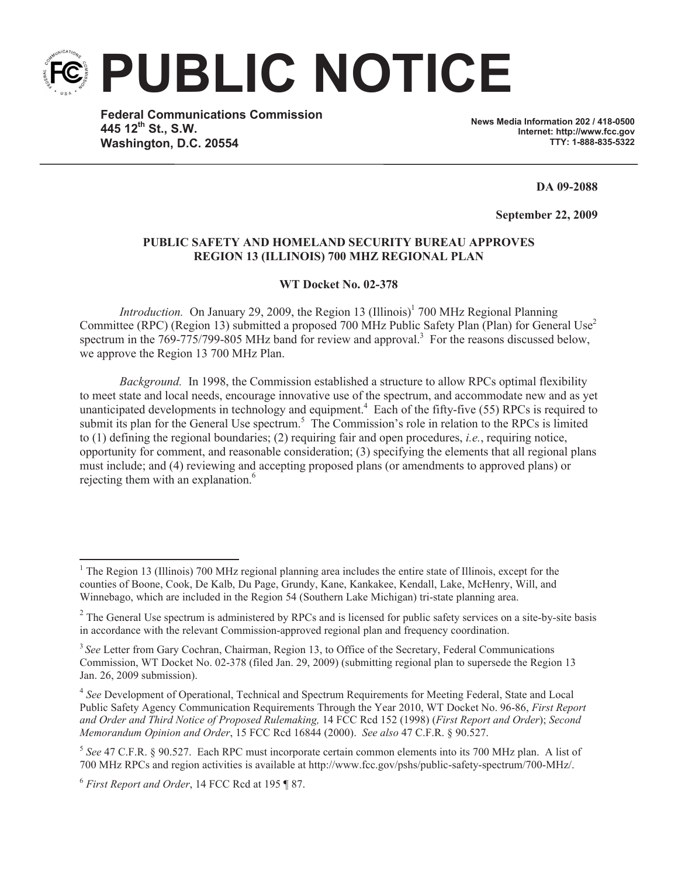# PUBLIC NOTICE

**Federal Communications Commission**
**445 12th St., S.W.**
**Washington, D.C. 20554**

**News Media Information 202 / 418-0500**
**Internet: http://www.fcc.gov**
**TTY: 1-888-835-5322**

**DA 09-2088**

**September 22, 2009**

**PUBLIC SAFETY AND HOMELAND SECURITY BUREAU APPROVES REGION 13 (ILLINOIS) 700 MHZ REGIONAL PLAN**

**WT Docket No. 02-378**

*Introduction.* On January 29, 2009, the Region 13 (Illinois)[1] 700 MHz Regional Planning Committee (RPC) (Region 13) submitted a proposed 700 MHz Public Safety Plan (Plan) for General Use[2] spectrum in the 769-775/799-805 MHz band for review and approval.[3] For the reasons discussed below, we approve the Region 13 700 MHz Plan.

*Background.* In 1998, the Commission established a structure to allow RPCs optimal flexibility to meet state and local needs, encourage innovative use of the spectrum, and accommodate new and as yet unanticipated developments in technology and equipment.[4] Each of the fifty-five (55) RPCs is required to submit its plan for the General Use spectrum.[5] The Commission's role in relation to the RPCs is limited to (1) defining the regional boundaries; (2) requiring fair and open procedures, *i.e.*, requiring notice, opportunity for comment, and reasonable consideration; (3) specifying the elements that all regional plans must include; and (4) reviewing and accepting proposed plans (or amendments to approved plans) or rejecting them with an explanation.[6]

---

[1] The Region 13 (Illinois) 700 MHz regional planning area includes the entire state of Illinois, except for the counties of Boone, Cook, De Kalb, Du Page, Grundy, Kane, Kankakee, Kendall, Lake, McHenry, Will, and Winnebago, which are included in the Region 54 (Southern Lake Michigan) tri-state planning area.

[2] The General Use spectrum is administered by RPCs and is licensed for public safety services on a site-by-site basis in accordance with the relevant Commission-approved regional plan and frequency coordination.

[3] *See* Letter from Gary Cochran, Chairman, Region 13, to Office of the Secretary, Federal Communications Commission, WT Docket No. 02-378 (filed Jan. 29, 2009) (submitting regional plan to supersede the Region 13 Jan. 26, 2009 submission).

[4] *See* Development of Operational, Technical and Spectrum Requirements for Meeting Federal, State and Local Public Safety Agency Communication Requirements Through the Year 2010, WT Docket No. 96-86, *First Report and Order and Third Notice of Proposed Rulemaking,* 14 FCC Rcd 152 (1998) (*First Report and Order*); *Second Memorandum Opinion and Order*, 15 FCC Rcd 16844 (2000). *See also* 47 C.F.R. § 90.527.

[5] *See* 47 C.F.R. § 90.527. Each RPC must incorporate certain common elements into its 700 MHz plan. A list of 700 MHz RPCs and region activities is available at http://www.fcc.gov/pshs/public-safety-spectrum/700-MHz/.

[6] *First Report and Order*, 14 FCC Rcd at 195 ¶ 87.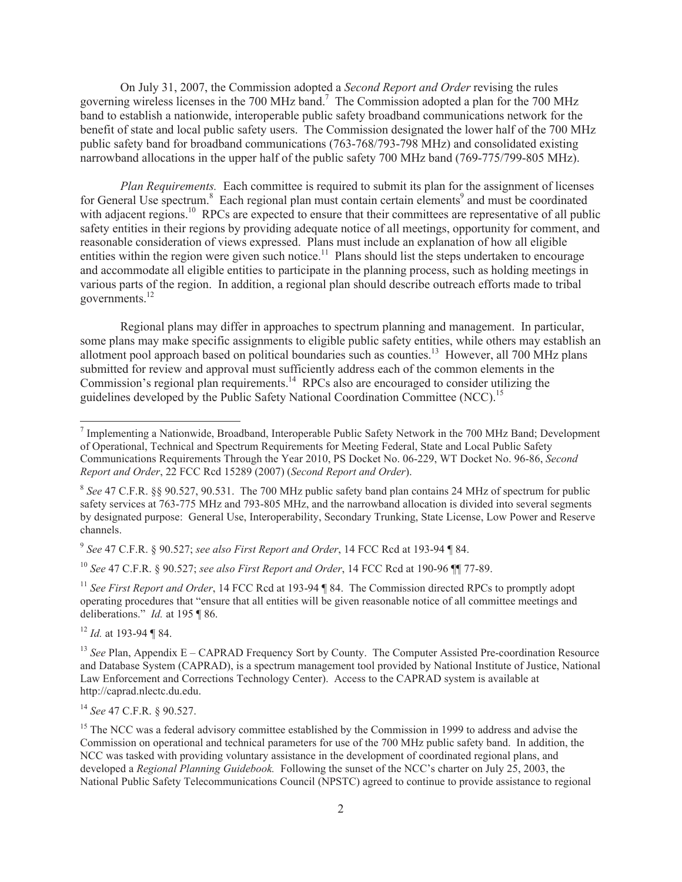On July 31, 2007, the Commission adopted a *Second Report and Order* revising the rules governing wireless licenses in the 700 MHz band.[7] The Commission adopted a plan for the 700 MHz band to establish a nationwide, interoperable public safety broadband communications network for the benefit of state and local public safety users. The Commission designated the lower half of the 700 MHz public safety band for broadband communications (763-768/793-798 MHz) and consolidated existing narrowband allocations in the upper half of the public safety 700 MHz band (769-775/799-805 MHz).

*Plan Requirements.* Each committee is required to submit its plan for the assignment of licenses for General Use spectrum.[8] Each regional plan must contain certain elements[9] and must be coordinated with adjacent regions.[10] RPCs are expected to ensure that their committees are representative of all public safety entities in their regions by providing adequate notice of all meetings, opportunity for comment, and reasonable consideration of views expressed. Plans must include an explanation of how all eligible entities within the region were given such notice.[11] Plans should list the steps undertaken to encourage and accommodate all eligible entities to participate in the planning process, such as holding meetings in various parts of the region. In addition, a regional plan should describe outreach efforts made to tribal governments.[12]

Regional plans may differ in approaches to spectrum planning and management. In particular, some plans may make specific assignments to eligible public safety entities, while others may establish an allotment pool approach based on political boundaries such as counties.[13] However, all 700 MHz plans submitted for review and approval must sufficiently address each of the common elements in the Commission's regional plan requirements.[14] RPCs also are encouraged to consider utilizing the guidelines developed by the Public Safety National Coordination Committee (NCC).[15]

---

[7] Implementing a Nationwide, Broadband, Interoperable Public Safety Network in the 700 MHz Band; Development of Operational, Technical and Spectrum Requirements for Meeting Federal, State and Local Public Safety Communications Requirements Through the Year 2010, PS Docket No. 06-229, WT Docket No. 96-86, *Second Report and Order*, 22 FCC Rcd 15289 (2007) (*Second Report and Order*).

[8] *See* 47 C.F.R. §§ 90.527, 90.531. The 700 MHz public safety band plan contains 24 MHz of spectrum for public safety services at 763-775 MHz and 793-805 MHz, and the narrowband allocation is divided into several segments by designated purpose: General Use, Interoperability, Secondary Trunking, State License, Low Power and Reserve channels.

[9] *See* 47 C.F.R. § 90.527; *see also First Report and Order*, 14 FCC Rcd at 193-94 ¶ 84.

[10] *See* 47 C.F.R. § 90.527; *see also First Report and Order*, 14 FCC Rcd at 190-96 ¶¶ 77-89.

[11] *See First Report and Order*, 14 FCC Rcd at 193-94 ¶ 84. The Commission directed RPCs to promptly adopt operating procedures that "ensure that all entities will be given reasonable notice of all committee meetings and deliberations." *Id.* at 195 ¶ 86.

[12] *Id.* at 193-94 ¶ 84.

[13] *See* Plan, Appendix E – CAPRAD Frequency Sort by County. The Computer Assisted Pre-coordination Resource and Database System (CAPRAD), is a spectrum management tool provided by National Institute of Justice, National Law Enforcement and Corrections Technology Center). Access to the CAPRAD system is available at http://caprad.nlectc.du.edu.

[14] *See* 47 C.F.R. § 90.527.

[15] The NCC was a federal advisory committee established by the Commission in 1999 to address and advise the Commission on operational and technical parameters for use of the 700 MHz public safety band. In addition, the NCC was tasked with providing voluntary assistance in the development of coordinated regional plans, and developed a *Regional Planning Guidebook.* Following the sunset of the NCC's charter on July 25, 2003, the National Public Safety Telecommunications Council (NPSTC) agreed to continue to provide assistance to regional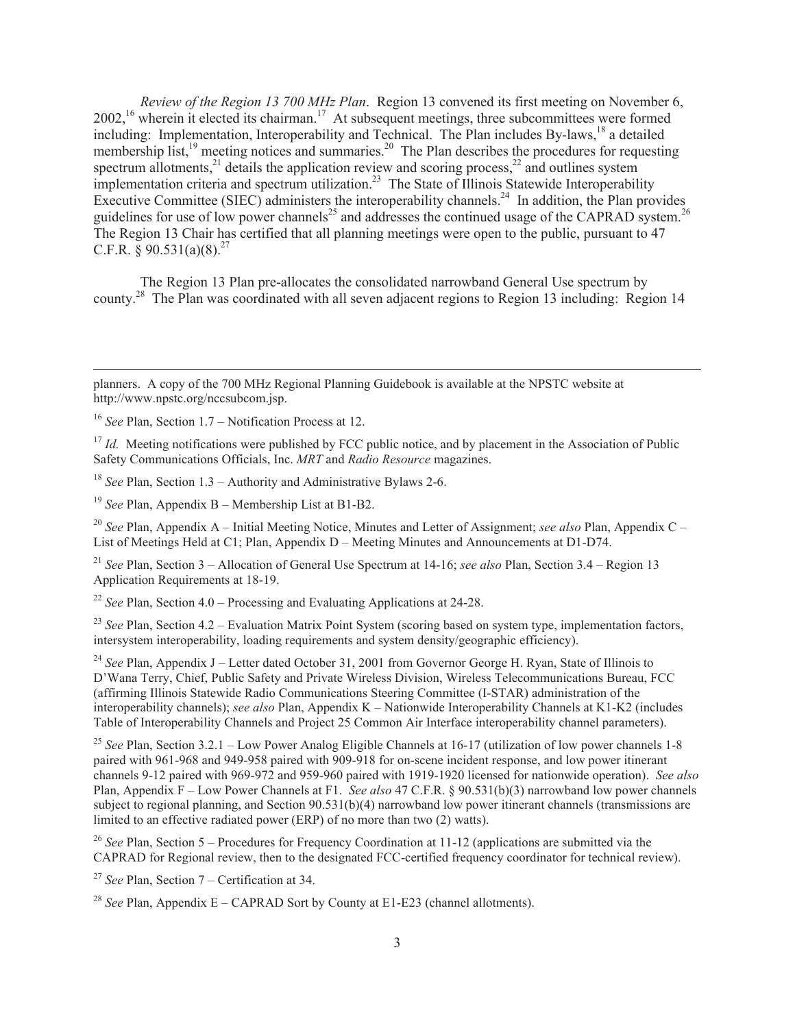*Review of the Region 13 700 MHz Plan*. Region 13 convened its first meeting on November 6, 2002,[16] wherein it elected its chairman.[17] At subsequent meetings, three subcommittees were formed including: Implementation, Interoperability and Technical. The Plan includes By-laws,[18] a detailed membership list,[19] meeting notices and summaries.[20] The Plan describes the procedures for requesting spectrum allotments,[21] details the application review and scoring process,[22] and outlines system implementation criteria and spectrum utilization.[23] The State of Illinois Statewide Interoperability Executive Committee (SIEC) administers the interoperability channels.[24] In addition, the Plan provides guidelines for use of low power channels[25] and addresses the continued usage of the CAPRAD system.[26] The Region 13 Chair has certified that all planning meetings were open to the public, pursuant to 47 C.F.R. § 90.531(a)(8).[27]

The Region 13 Plan pre-allocates the consolidated narrowband General Use spectrum by county.[28] The Plan was coordinated with all seven adjacent regions to Region 13 including: Region 14

---

planners. A copy of the 700 MHz Regional Planning Guidebook is available at the NPSTC website at http://www.npstc.org/nccsubcom.jsp.

[16] *See* Plan, Section 1.7 – Notification Process at 12.

[17] *Id.* Meeting notifications were published by FCC public notice, and by placement in the Association of Public Safety Communications Officials, Inc. *MRT* and *Radio Resource* magazines.

[18] *See* Plan, Section 1.3 – Authority and Administrative Bylaws 2-6.

[19] *See* Plan, Appendix B – Membership List at B1-B2.

[20] *See* Plan, Appendix A – Initial Meeting Notice, Minutes and Letter of Assignment; *see also* Plan, Appendix C – List of Meetings Held at C1; Plan, Appendix D – Meeting Minutes and Announcements at D1-D74.

[21] *See* Plan, Section 3 – Allocation of General Use Spectrum at 14-16; *see also* Plan, Section 3.4 – Region 13 Application Requirements at 18-19.

[22] *See* Plan, Section 4.0 – Processing and Evaluating Applications at 24-28.

[23] *See* Plan, Section 4.2 – Evaluation Matrix Point System (scoring based on system type, implementation factors, intersystem interoperability, loading requirements and system density/geographic efficiency).

[24] *See* Plan, Appendix J – Letter dated October 31, 2001 from Governor George H. Ryan, State of Illinois to D'Wana Terry, Chief, Public Safety and Private Wireless Division, Wireless Telecommunications Bureau, FCC (affirming Illinois Statewide Radio Communications Steering Committee (I-STAR) administration of the interoperability channels); *see also* Plan, Appendix K – Nationwide Interoperability Channels at K1-K2 (includes Table of Interoperability Channels and Project 25 Common Air Interface interoperability channel parameters).

[25] *See* Plan, Section 3.2.1 – Low Power Analog Eligible Channels at 16-17 (utilization of low power channels 1-8 paired with 961-968 and 949-958 paired with 909-918 for on-scene incident response, and low power itinerant channels 9-12 paired with 969-972 and 959-960 paired with 1919-1920 licensed for nationwide operation). *See also* Plan, Appendix F – Low Power Channels at F1. *See also* 47 C.F.R. § 90.531(b)(3) narrowband low power channels subject to regional planning, and Section 90.531(b)(4) narrowband low power itinerant channels (transmissions are limited to an effective radiated power (ERP) of no more than two (2) watts).

[26] *See* Plan, Section 5 – Procedures for Frequency Coordination at 11-12 (applications are submitted via the CAPRAD for Regional review, then to the designated FCC-certified frequency coordinator for technical review).

[27] *See* Plan, Section 7 – Certification at 34.

[28] *See* Plan, Appendix E – CAPRAD Sort by County at E1-E23 (channel allotments).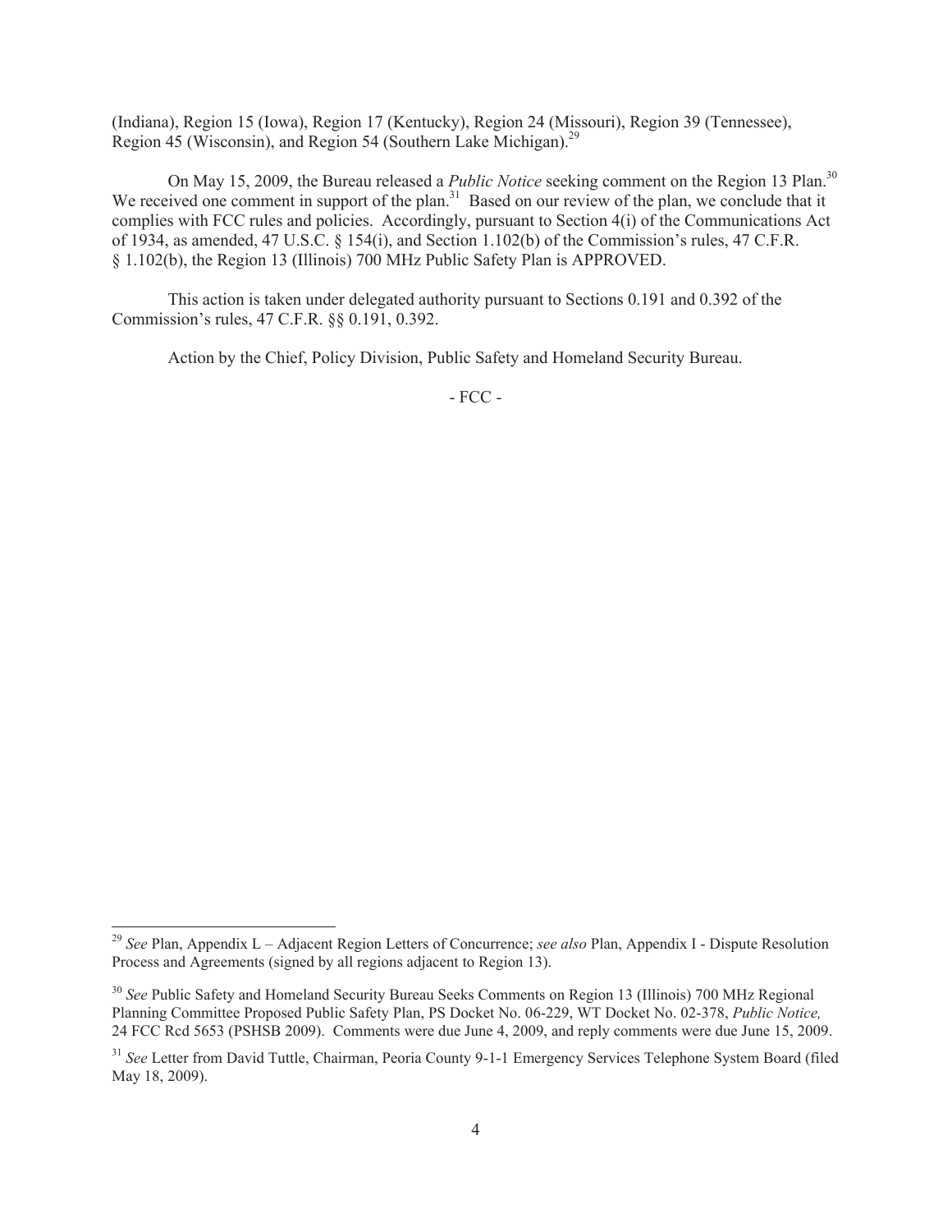(Indiana), Region 15 (Iowa), Region 17 (Kentucky), Region 24 (Missouri), Region 39 (Tennessee), Region 45 (Wisconsin), and Region 54 (Southern Lake Michigan).[29]

On May 15, 2009, the Bureau released a *Public Notice* seeking comment on the Region 13 Plan.[30] We received one comment in support of the plan.[31] Based on our review of the plan, we conclude that it complies with FCC rules and policies. Accordingly, pursuant to Section 4(i) of the Communications Act of 1934, as amended, 47 U.S.C. § 154(i), and Section 1.102(b) of the Commission's rules, 47 C.F.R. § 1.102(b), the Region 13 (Illinois) 700 MHz Public Safety Plan is APPROVED.

This action is taken under delegated authority pursuant to Sections 0.191 and 0.392 of the Commission's rules, 47 C.F.R. §§ 0.191, 0.392.

Action by the Chief, Policy Division, Public Safety and Homeland Security Bureau.

- FCC -

---

[29] *See* Plan, Appendix L – Adjacent Region Letters of Concurrence; *see also* Plan, Appendix I - Dispute Resolution Process and Agreements (signed by all regions adjacent to Region 13).

[30] *See* Public Safety and Homeland Security Bureau Seeks Comments on Region 13 (Illinois) 700 MHz Regional Planning Committee Proposed Public Safety Plan, PS Docket No. 06-229, WT Docket No. 02-378, *Public Notice,* 24 FCC Rcd 5653 (PSHSB 2009). Comments were due June 4, 2009, and reply comments were due June 15, 2009.

[31] *See* Letter from David Tuttle, Chairman, Peoria County 9-1-1 Emergency Services Telephone System Board (filed May 18, 2009).